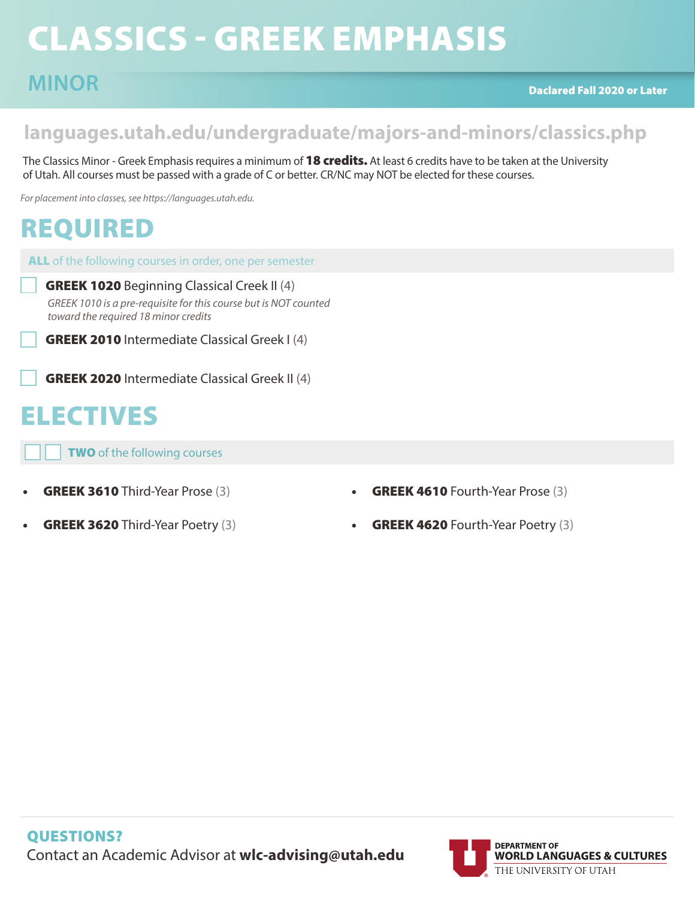# CLASSICS - GREEK EMPHASIS

## MINOR

**Daclared Fall 2020 or Later**

**languages.utah.edu/undergraduate/majors-and-minors/classics.php**

The Classics Minor - Greek Emphasis requires a minimum of **18 credits.** At least 6 credits have to be taken at the University of Utah. All courses must be passed with a grade of C or better. CR/NC may NOT be elected for these courses.

*For placement into classes, see https://languages.utah.edu.*

## REQUIRED

**ALL** of the following courses in order, one per semester

- ☐ **GREEK 1020** Beginning Classical Creek II (4)
  *GREEK 1010 is a pre-requisite for this course but is NOT counted toward the required 18 minor credits*
- ☐ **GREEK 2010** Intermediate Classical Greek I (4)
- ☐ **GREEK 2020** Intermediate Classical Greek II (4)

## ELECTIVES

☐ ☐ **TWO** of the following courses

- **GREEK 3610** Third-Year Prose (3)
- **GREEK 3620** Third-Year Poetry (3)
- **GREEK 4610** Fourth-Year Prose (3)
- **GREEK 4620** Fourth-Year Poetry (3)

**QUESTIONS?**
Contact an Academic Advisor at **wlc-advising@utah.edu**

DEPARTMENT OF
**WORLD LANGUAGES & CULTURES**
THE UNIVERSITY OF UTAH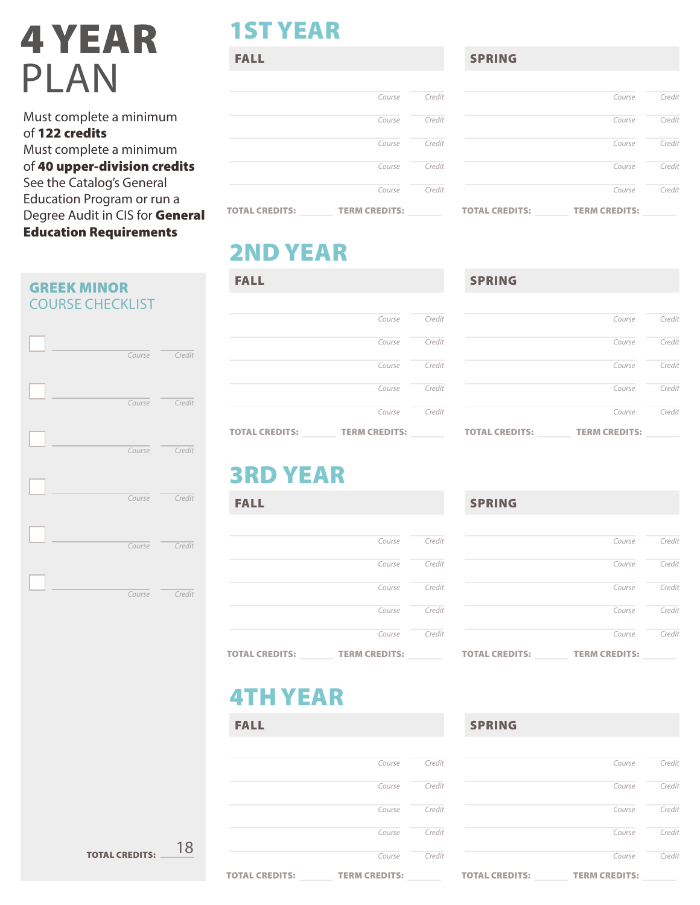# 4 YEAR PLAN

Must complete a minimum of **122 credits**
Must complete a minimum of **40 upper-division credits**
See the Catalog's General Education Program or run a Degree Audit in CIS for **General Education Requirements**

## GREEK MINOR COURSE CHECKLIST

| | Course | Credit |
|---|---|---|
| ☐ | | |
| ☐ | | |
| ☐ | | |
| ☐ | | |
| ☐ | | |
| ☐ | | |

**TOTAL CREDITS:** 18

## 1ST YEAR

| FALL Course | FALL Credit | SPRING Course | SPRING Credit |
|---|---|---|---|
| | | | |
| | | | |
| | | | |
| | | | |
| | | | |

**FALL** — TOTAL CREDITS: ______ TERM CREDITS: ______
**SPRING** — TOTAL CREDITS: ______ TERM CREDITS: ______

## 2ND YEAR

| FALL Course | FALL Credit | SPRING Course | SPRING Credit |
|---|---|---|---|
| | | | |
| | | | |
| | | | |
| | | | |
| | | | |

**FALL** — TOTAL CREDITS: ______ TERM CREDITS: ______
**SPRING** — TOTAL CREDITS: ______ TERM CREDITS: ______

## 3RD YEAR

| FALL Course | FALL Credit | SPRING Course | SPRING Credit |
|---|---|---|---|
| | | | |
| | | | |
| | | | |
| | | | |
| | | | |

**FALL** — TOTAL CREDITS: ______ TERM CREDITS: ______
**SPRING** — TOTAL CREDITS: ______ TERM CREDITS: ______

## 4TH YEAR

| FALL Course | FALL Credit | SPRING Course | SPRING Credit |
|---|---|---|---|
| | | | |
| | | | |
| | | | |
| | | | |
| | | | |

**FALL** — TOTAL CREDITS: ______ TERM CREDITS: ______
**SPRING** — TOTAL CREDITS: ______ TERM CREDITS: ______